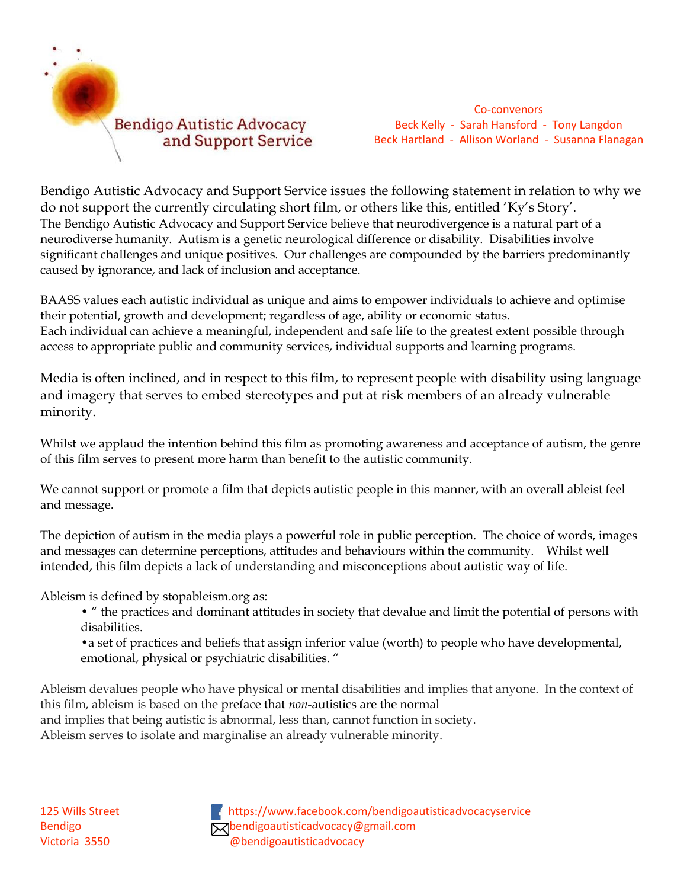Bendigo Autistic Advocacy and Support Service

Co-convenors
Beck Kelly - Sarah Hansford - Tony Langdon
Beck Hartland - Allison Worland - Susanna Flanagan

Bendigo Autistic Advocacy and Support Service issues the following statement in relation to why we do not support the currently circulating short film, or others like this, entitled 'Ky's Story'.
The Bendigo Autistic Advocacy and Support Service believe that neurodivergence is a natural part of a neurodiverse humanity. Autism is a genetic neurological difference or disability. Disabilities involve significant challenges and unique positives. Our challenges are compounded by the barriers predominantly caused by ignorance, and lack of inclusion and acceptance.

BAASS values each autistic individual as unique and aims to empower individuals to achieve and optimise their potential, growth and development; regardless of age, ability or economic status.
Each individual can achieve a meaningful, independent and safe life to the greatest extent possible through access to appropriate public and community services, individual supports and learning programs.

Media is often inclined, and in respect to this film, to represent people with disability using language and imagery that serves to embed stereotypes and put at risk members of an already vulnerable minority.

Whilst we applaud the intention behind this film as promoting awareness and acceptance of autism, the genre of this film serves to present more harm than benefit to the autistic community.

We cannot support or promote a film that depicts autistic people in this manner, with an overall ableist feel and message.

The depiction of autism in the media plays a powerful role in public perception. The choice of words, images and messages can determine perceptions, attitudes and behaviours within the community. Whilst well intended, this film depicts a lack of understanding and misconceptions about autistic way of life.

Ableism is defined by stopableism.org as:

- " the practices and dominant attitudes in society that devalue and limit the potential of persons with disabilities.
- a set of practices and beliefs that assign inferior value (worth) to people who have developmental, emotional, physical or psychiatric disabilities. "

Ableism devalues people who have physical or mental disabilities and implies that anyone. In the context of this film, ableism is based on the preface that *non*-autistics are the normal
and implies that being autistic is abnormal, less than, cannot function in society.
Ableism serves to isolate and marginalise an already vulnerable minority.

125 Wills Street
Bendigo
Victoria 3550

https://www.facebook.com/bendigoautisticadvocacyservice
bendigoautisticadvocacy@gmail.com
@bendigoautisticadvocacy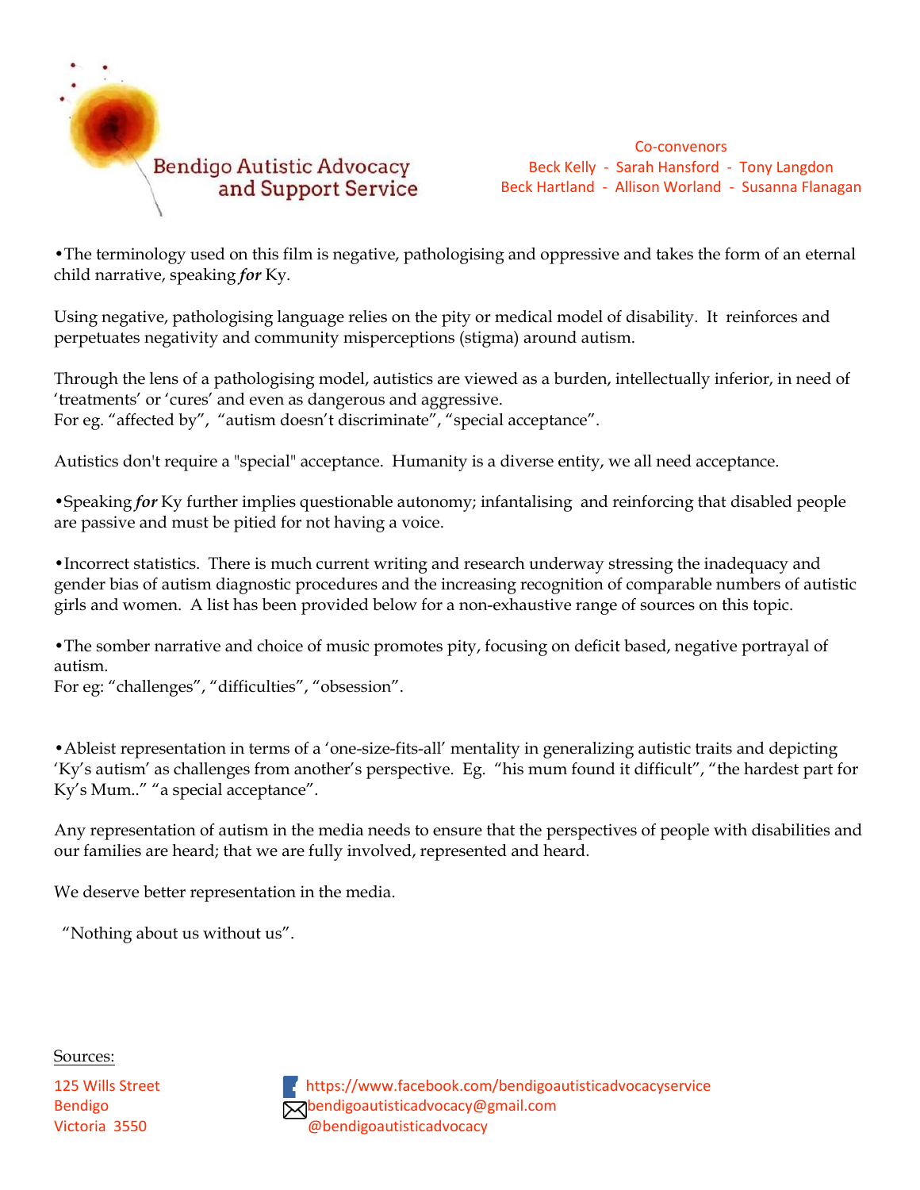Bendigo Autistic Advocacy and Support Service

Co-convenors
Beck Kelly - Sarah Hansford - Tony Langdon
Beck Hartland - Allison Worland - Susanna Flanagan

•The terminology used on this film is negative, pathologising and oppressive and takes the form of an eternal child narrative, speaking ***for*** Ky.

Using negative, pathologising language relies on the pity or medical model of disability. It reinforces and perpetuates negativity and community misperceptions (stigma) around autism.

Through the lens of a pathologising model, autistics are viewed as a burden, intellectually inferior, in need of 'treatments' or 'cures' and even as dangerous and aggressive.
For eg. "affected by", "autism doesn't discriminate", "special acceptance".

Autistics don't require a "special" acceptance. Humanity is a diverse entity, we all need acceptance.

•Speaking ***for*** Ky further implies questionable autonomy; infantalising and reinforcing that disabled people are passive and must be pitied for not having a voice.

•Incorrect statistics. There is much current writing and research underway stressing the inadequacy and gender bias of autism diagnostic procedures and the increasing recognition of comparable numbers of autistic girls and women. A list has been provided below for a non-exhaustive range of sources on this topic.

•The somber narrative and choice of music promotes pity, focusing on deficit based, negative portrayal of autism.
For eg: "challenges", "difficulties", "obsession".

•Ableist representation in terms of a 'one-size-fits-all' mentality in generalizing autistic traits and depicting 'Ky's autism' as challenges from another's perspective. Eg. "his mum found it difficult", "the hardest part for Ky's Mum.." "a special acceptance".

Any representation of autism in the media needs to ensure that the perspectives of people with disabilities and our families are heard; that we are fully involved, represented and heard.

We deserve better representation in the media.

"Nothing about us without us".

<u>Sources:</u>

125 Wills Street
Bendigo
Victoria 3550

https://www.facebook.com/bendigoautisticadvocacyservice
bendigoautisticadvocacy@gmail.com
@bendigoautisticadvocacy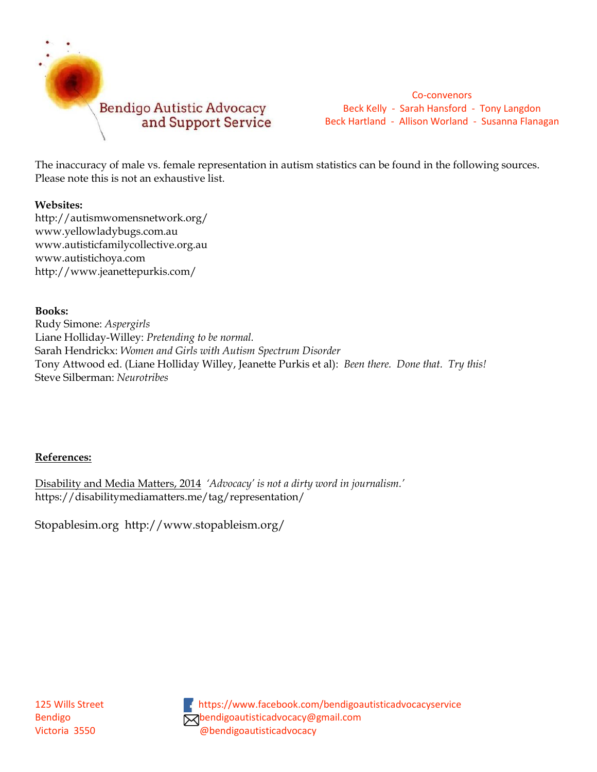Bendigo Autistic Advocacy and Support Service

Co-convenors
Beck Kelly - Sarah Hansford - Tony Langdon
Beck Hartland - Allison Worland - Susanna Flanagan

The inaccuracy of male vs. female representation in autism statistics can be found in the following sources. Please note this is not an exhaustive list.

**Websites:**
http://autismwomensnetwork.org/
www.yellowladybugs.com.au
www.autisticfamilycollective.org.au
www.autistichoya.com
http://www.jeanettepurkis.com/

**Books:**
Rudy Simone: *Aspergirls*
Liane Holliday-Willey: *Pretending to be normal.*
Sarah Hendrickx: *Women and Girls with Autism Spectrum Disorder*
Tony Attwood ed. (Liane Holliday Willey, Jeanette Purkis et al): *Been there. Done that. Try this!*
Steve Silberman: *Neurotribes*

**References:**

Disability and Media Matters, 2014 *'Advocacy' is not a dirty word in journalism.'*
https://disabilitymediamatters.me/tag/representation/

Stopablesim.org http://www.stopableism.org/

125 Wills Street
Bendigo
Victoria 3550

https://www.facebook.com/bendigoautisticadvocacyservice
bendigoautisticadvocacy@gmail.com
@bendigoautisticadvocacy